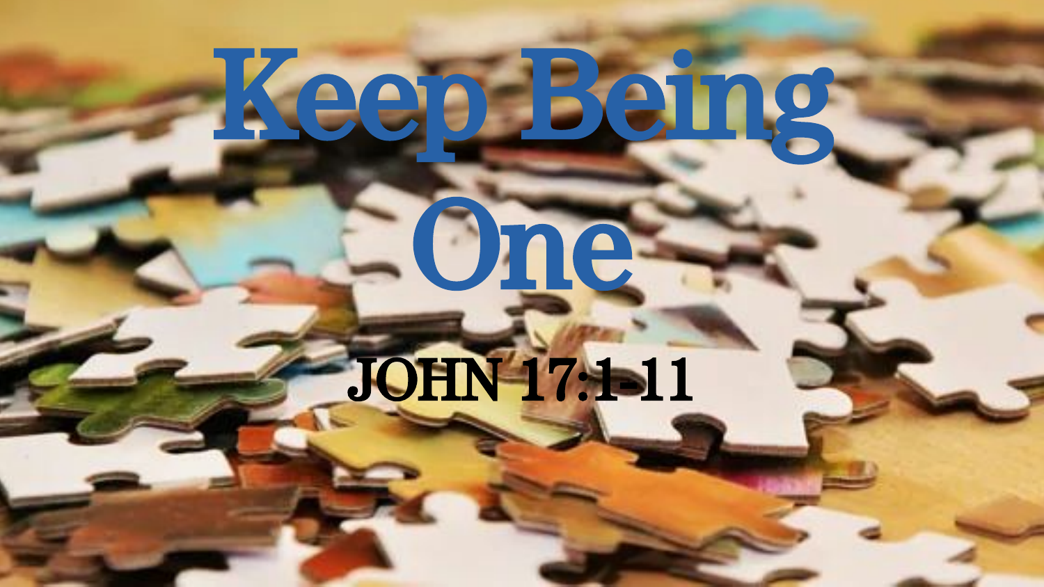# Keep Being One

JOHN 17:1-11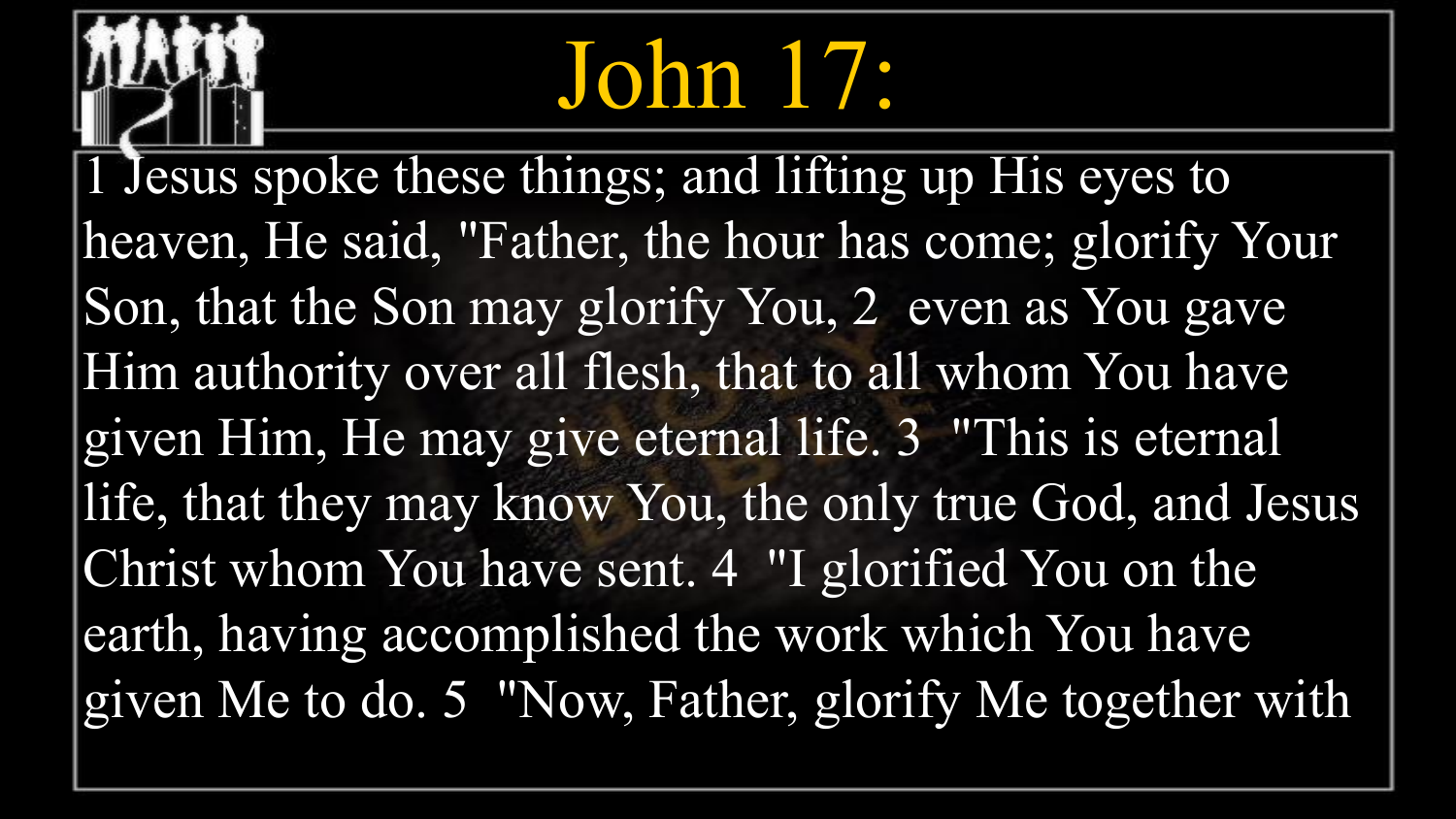# John 17:

1 Jesus spoke these things; and lifting up His eyes to heaven, He said, "Father, the hour has come; glorify Your Son, that the Son may glorify You, 2 even as You gave Him authority over all flesh, that to all whom You have given Him, He may give eternal life. 3 "This is eternal life, that they may know You, the only true God, and Jesus Christ whom You have sent. 4 "I glorified You on the earth, having accomplished the work which You have given Me to do. 5 "Now, Father, glorify Me together with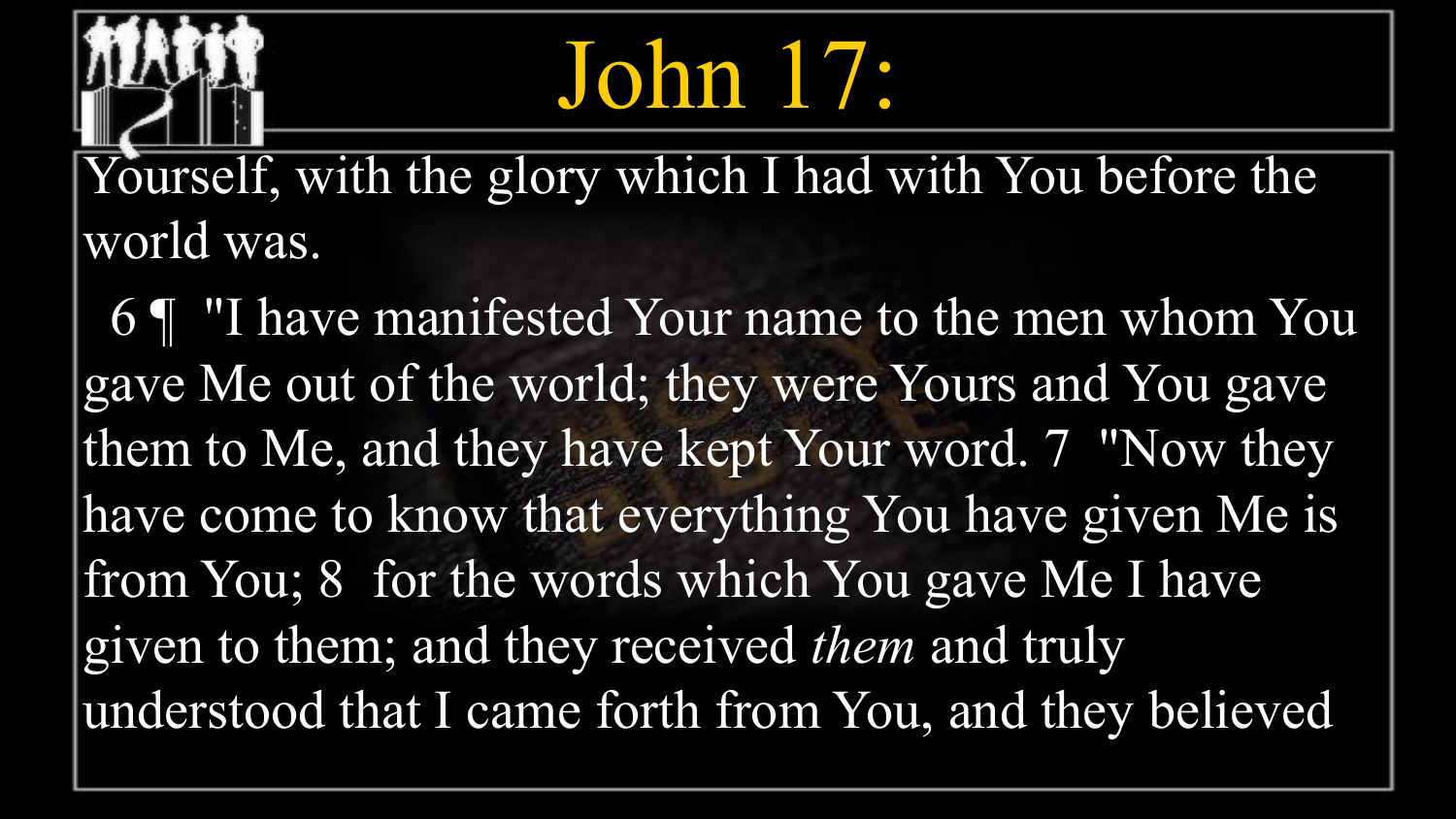# John 17:

Yourself, with the glory which I had with You before the world was.

6 ¶ "I have manifested Your name to the men whom You gave Me out of the world; they were Yours and You gave them to Me, and they have kept Your word. 7 "Now they have come to know that everything You have given Me is from You; 8 for the words which You gave Me I have given to them; and they received *them* and truly understood that I came forth from You, and they believed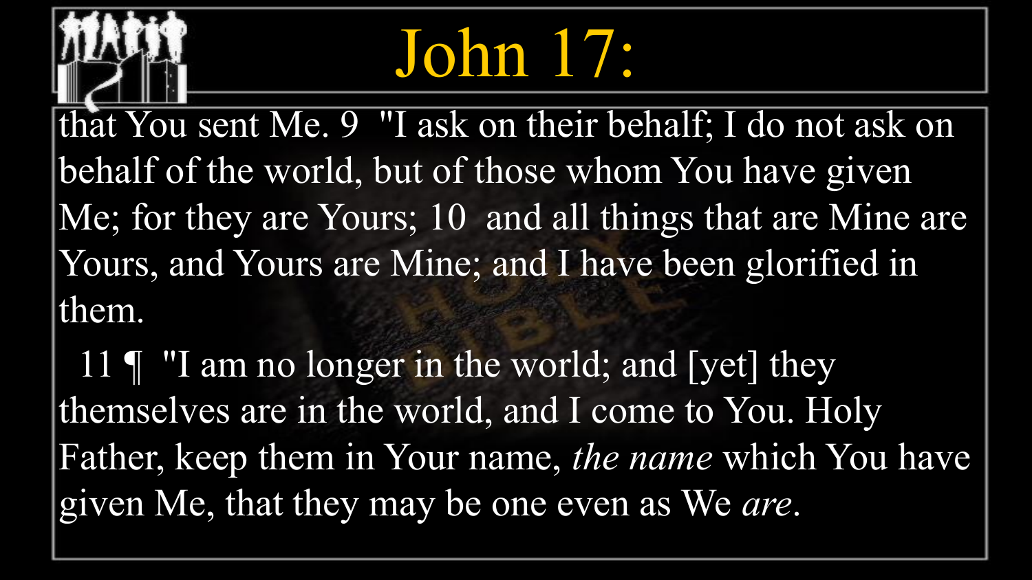# John 17:

that You sent Me. 9 "I ask on their behalf; I do not ask on behalf of the world, but of those whom You have given Me; for they are Yours; 10 and all things that are Mine are Yours, and Yours are Mine; and I have been glorified in them.

11 ¶ "I am no longer in the world; and [yet] they themselves are in the world, and I come to You. Holy Father, keep them in Your name, *the name* which You have given Me, that they may be one even as We *are*.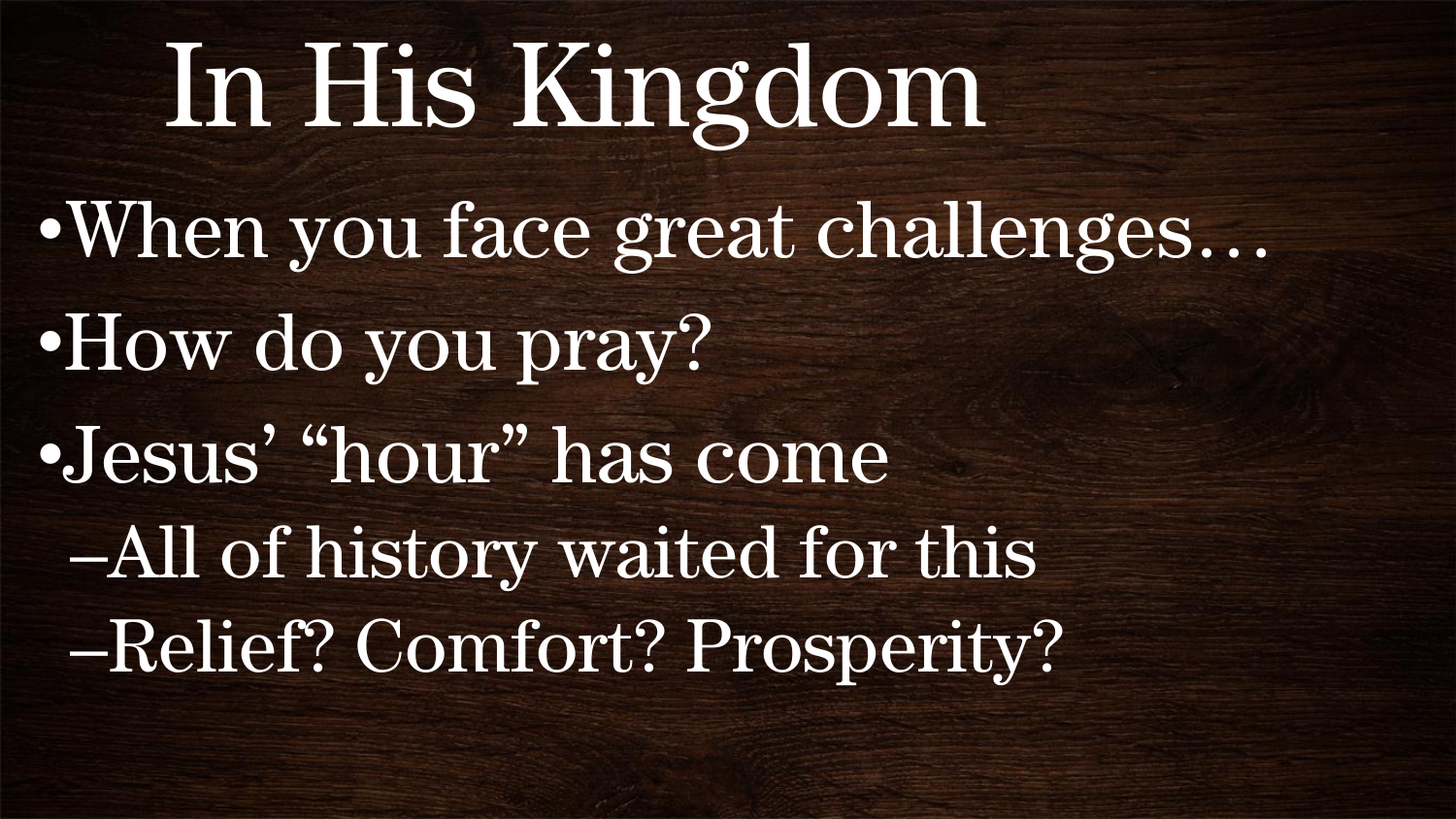# In His Kingdom

- When you face great challenges…
- How do you pray?
- Jesus' "hour" has come
  - All of history waited for this
  - Relief? Comfort? Prosperity?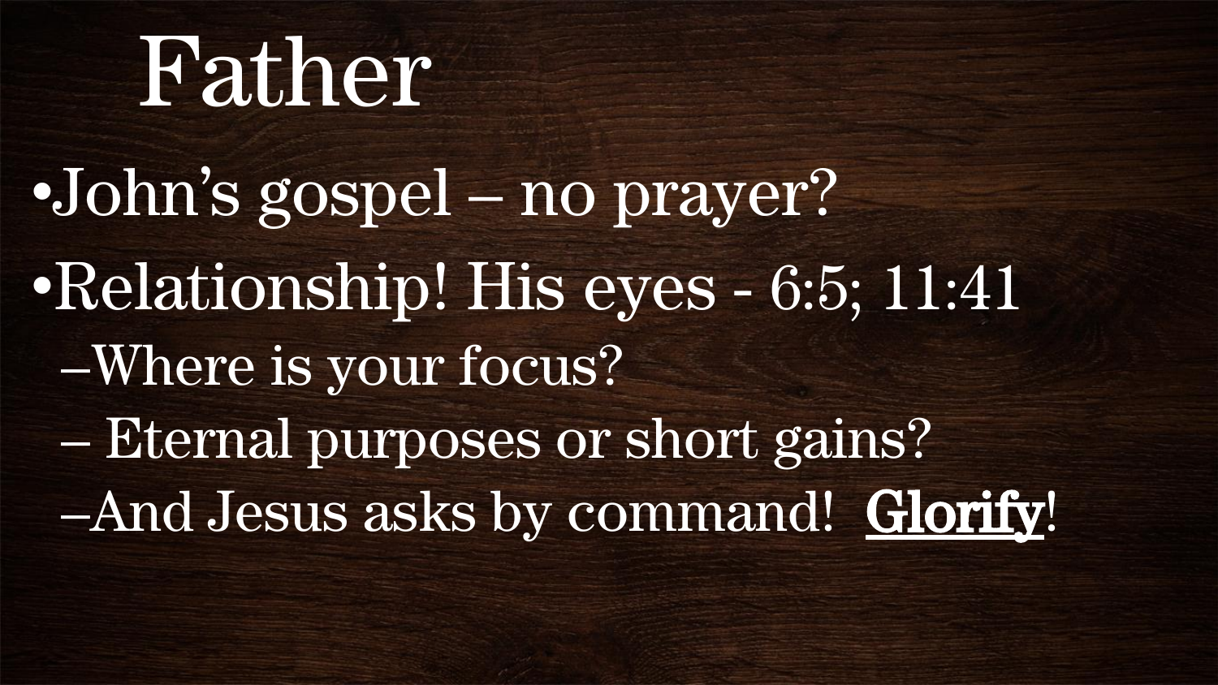# Father

- John's gospel – no prayer?
- Relationship! His eyes - 6:5; 11:41
  - Where is your focus?
  - Eternal purposes or short gains?
  - And Jesus asks by command! **<u>Glorify</u>**!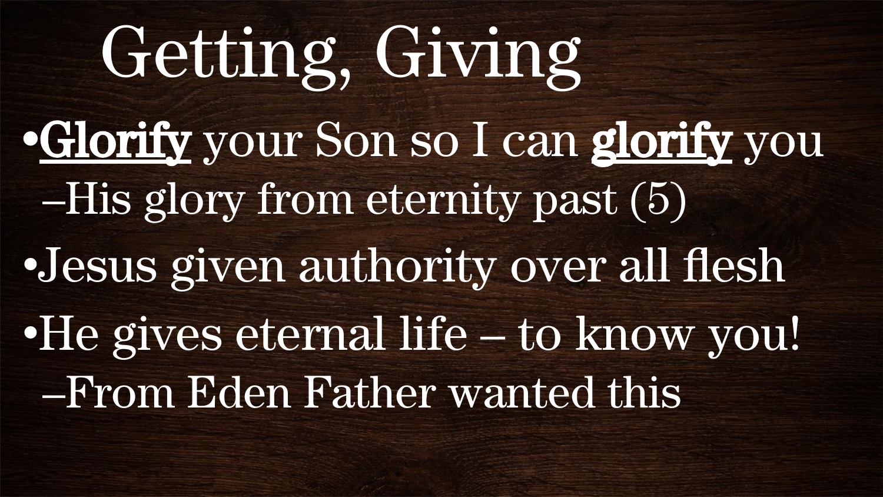# Getting, Giving

- **Glorify** your Son so I can **glorify** you
  - His glory from eternity past (5)
- Jesus given authority over all flesh
- He gives eternal life – to know you!
  - From Eden Father wanted this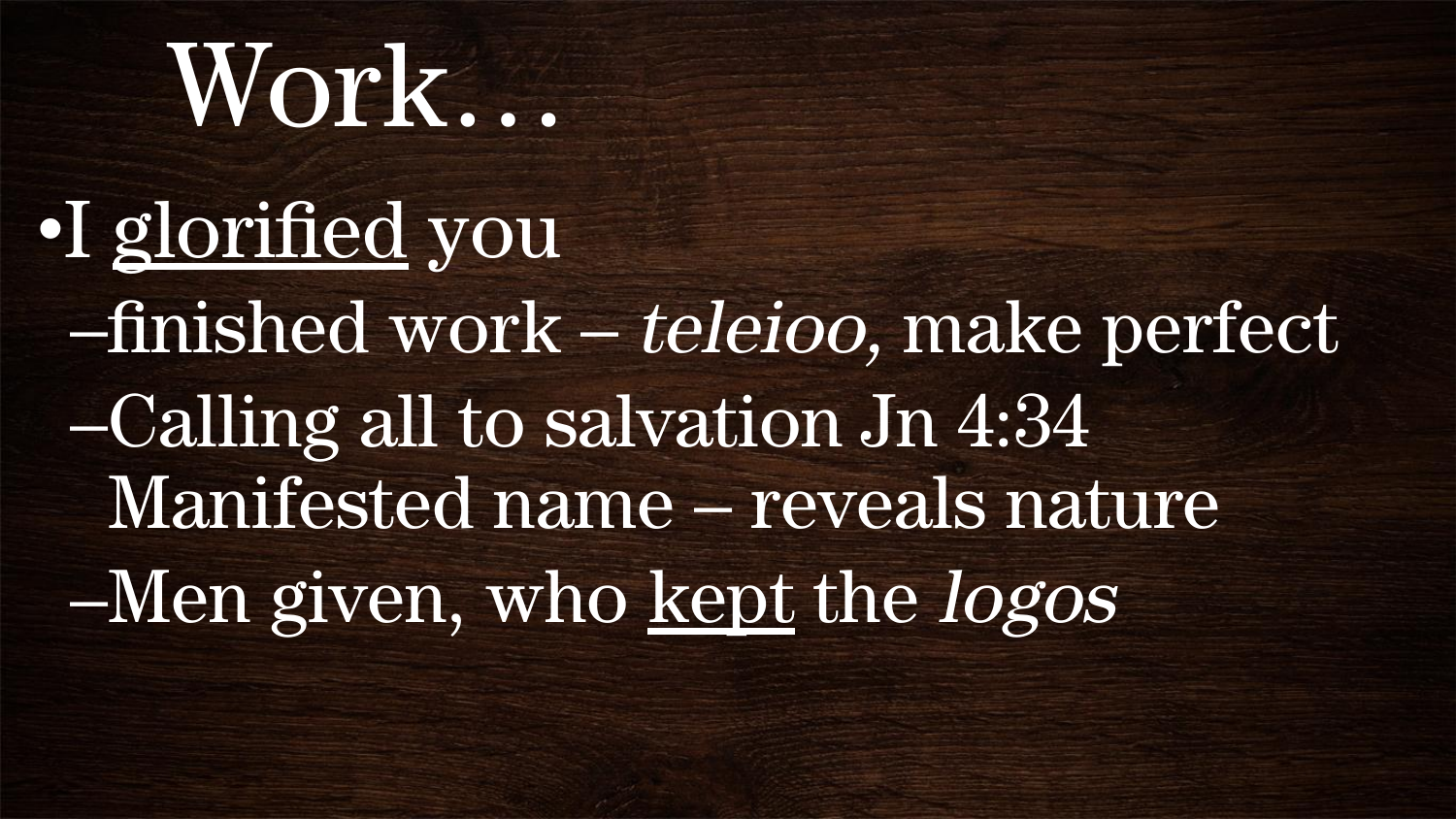# Work…

- I <u>glorified</u> you
  - finished work – *teleioo,* make perfect
  - Calling all to salvation Jn 4:34 Manifested name – reveals nature
  - Men given, who <u>kept</u> the *logos*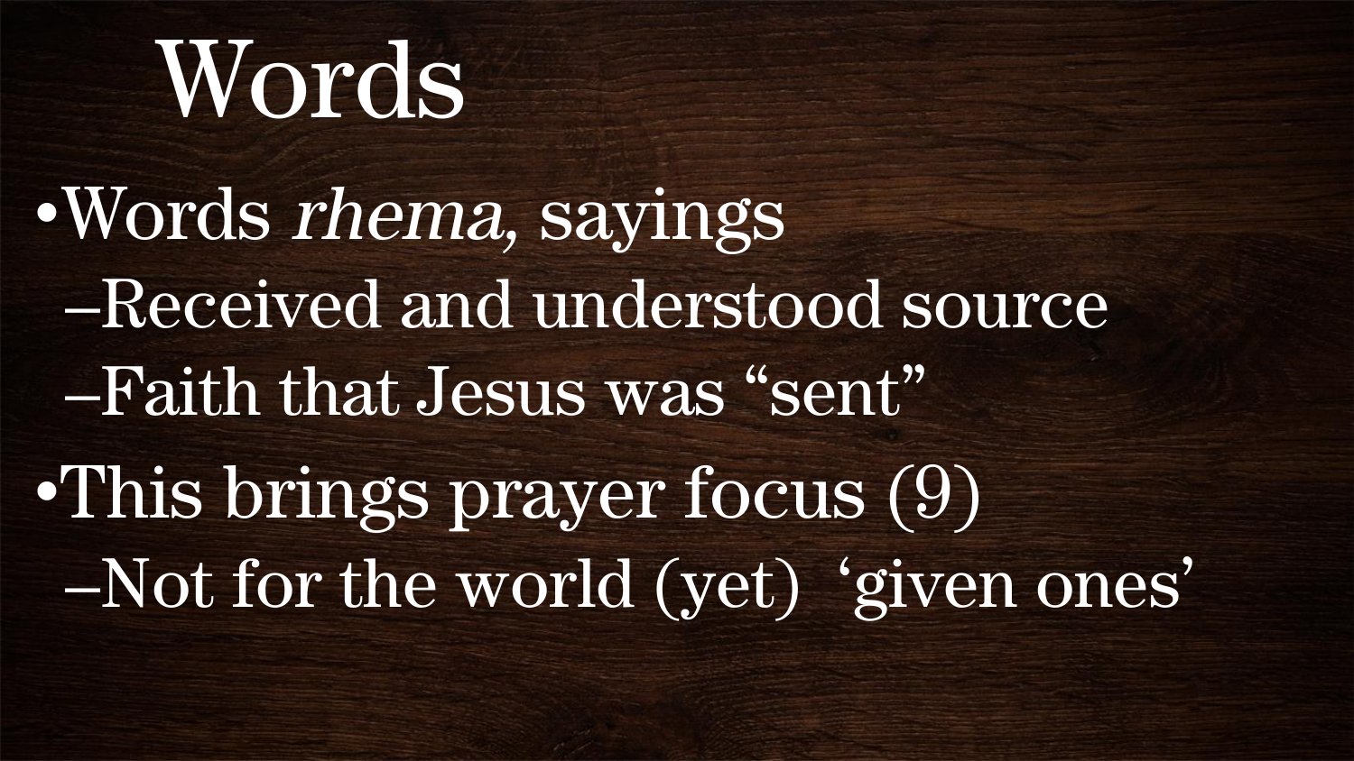# Words

- Words *rhema,* sayings
  - Received and understood source
  - Faith that Jesus was “sent”
- This brings prayer focus (9)
  - Not for the world (yet) ‘given ones’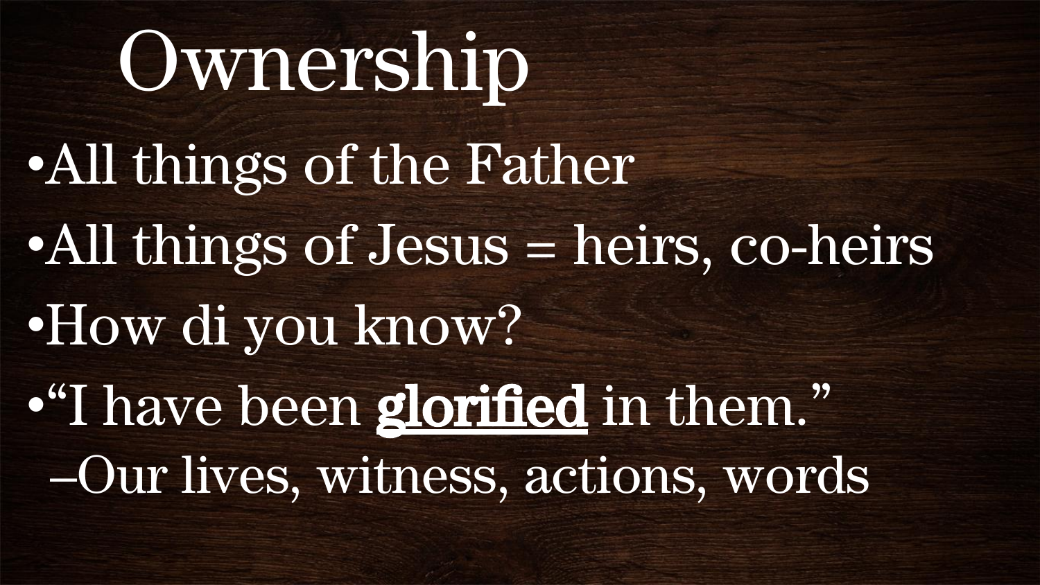# Ownership

- All things of the Father
- All things of Jesus = heirs, co-heirs
- How di you know?
- "I have been **glorified** in them."
  - Our lives, witness, actions, words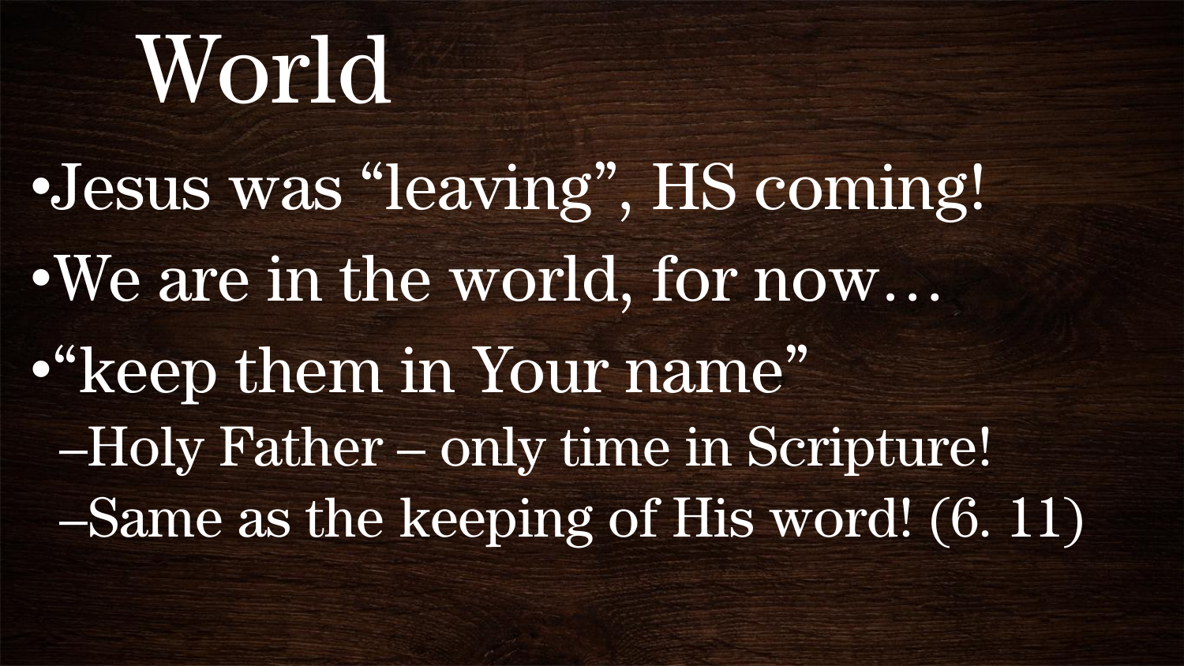# World

- Jesus was “leaving”, HS coming!
- We are in the world, for now…
- “keep them in Your name”
  - Holy Father – only time in Scripture!
  - Same as the keeping of His word! (6. 11)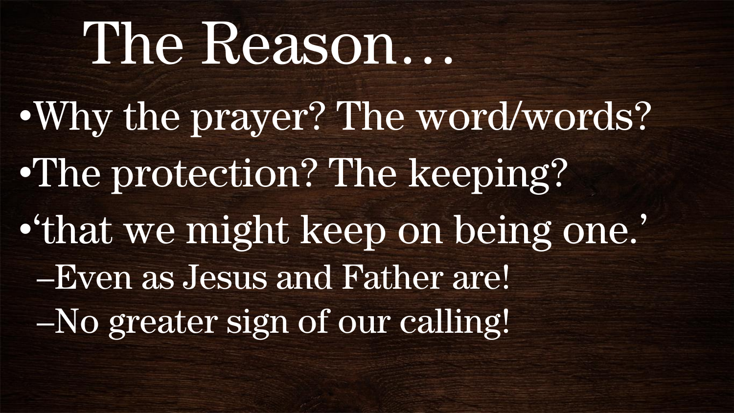# The Reason…

- Why the prayer? The word/words?
- The protection? The keeping?
- 'that we might keep on being one.'
  - Even as Jesus and Father are!
  - No greater sign of our calling!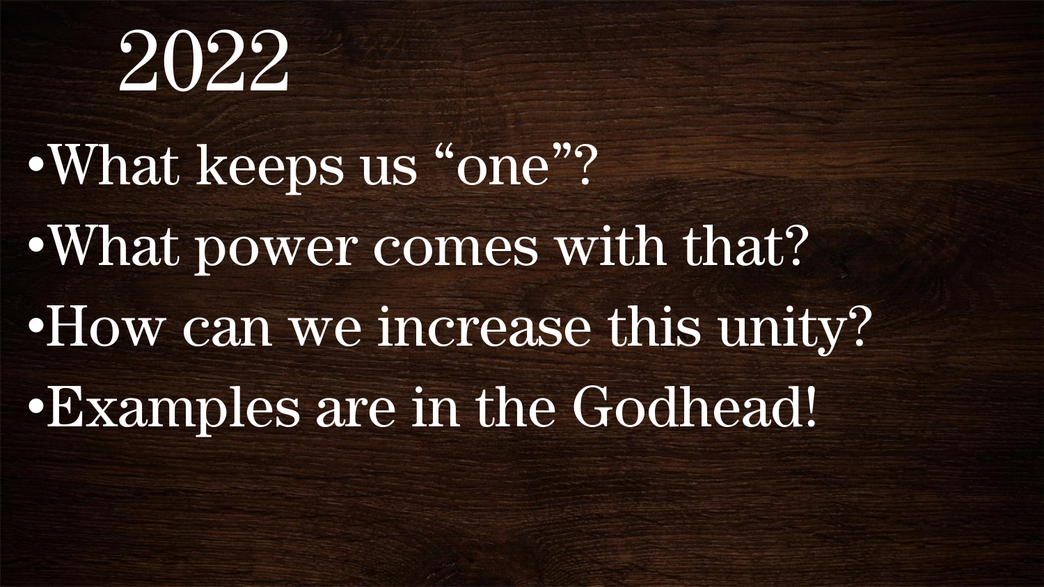# 2022

- What keeps us “one”?
- What power comes with that?
- How can we increase this unity?
- Examples are in the Godhead!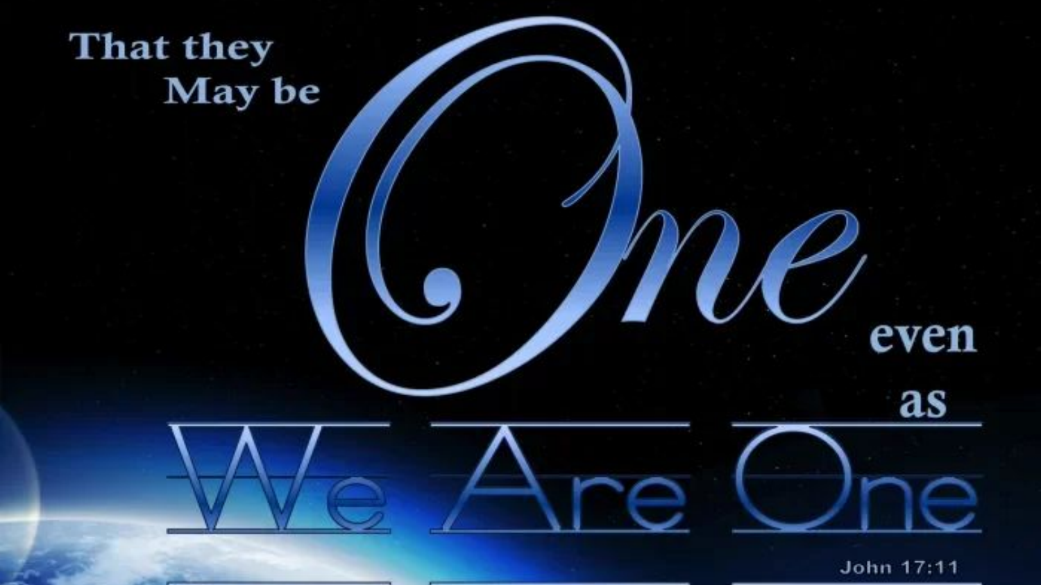That they May be

# One

even as

# We Are One

John 17:11